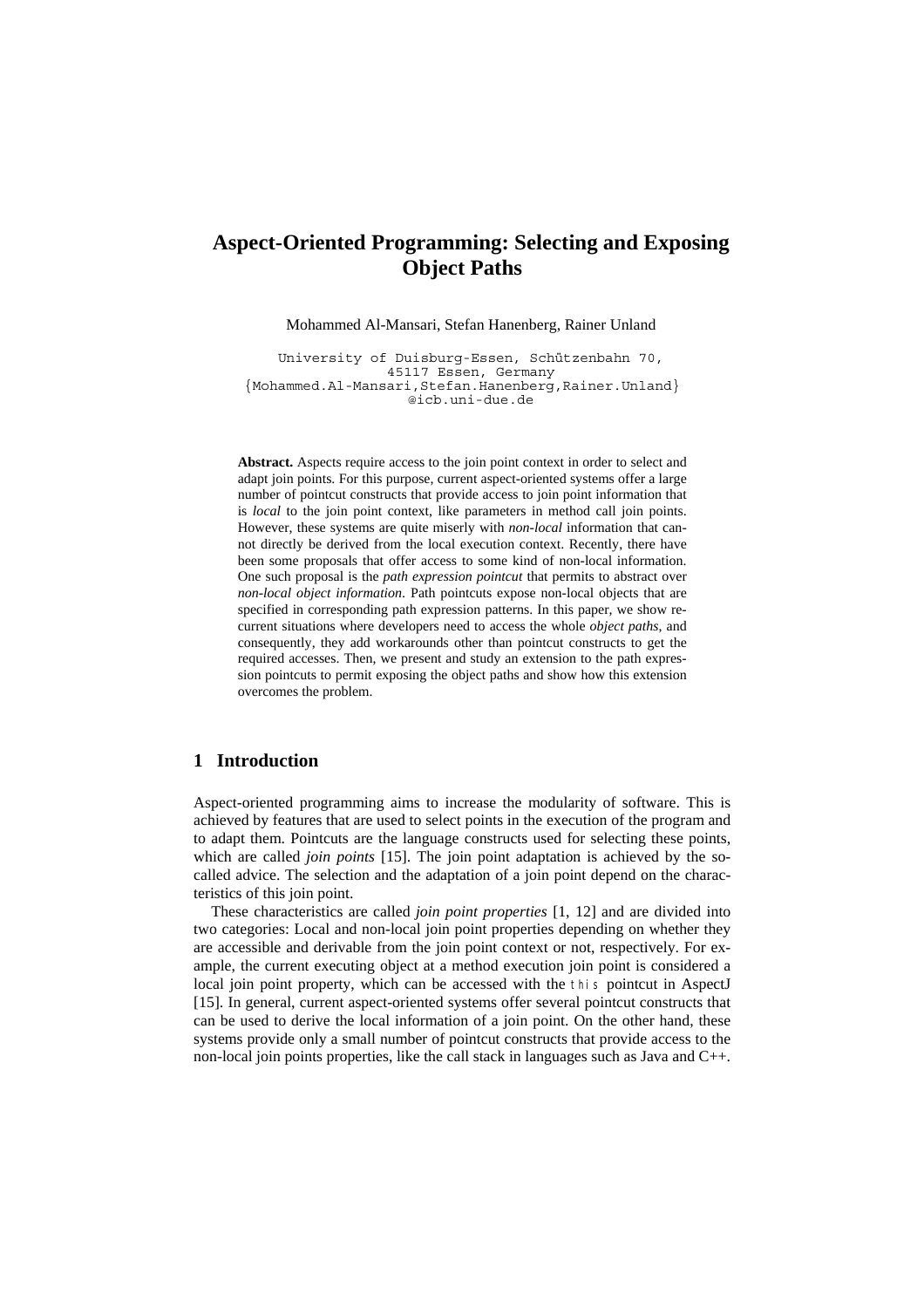# Aspect-Oriented Programming: Selecting and Exposing Object Paths

Mohammed Al-Mansari, Stefan Hanenberg, Rainer Unland

University of Duisburg-Essen, Schützenbahn 70,
45117 Essen, Germany
{Mohammed.Al-Mansari,Stefan.Hanenberg,Rainer.Unland}
@icb.uni-due.de

**Abstract.** Aspects require access to the join point context in order to select and adapt join points. For this purpose, current aspect-oriented systems offer a large number of pointcut constructs that provide access to join point information that is *local* to the join point context, like parameters in method call join points. However, these systems are quite miserly with *non-local* information that cannot directly be derived from the local execution context. Recently, there have been some proposals that offer access to some kind of non-local information. One such proposal is the *path expression pointcut* that permits to abstract over *non-local object information*. Path pointcuts expose non-local objects that are specified in corresponding path expression patterns. In this paper, we show recurrent situations where developers need to access the whole *object paths*, and consequently, they add workarounds other than pointcut constructs to get the required accesses. Then, we present and study an extension to the path expression pointcuts to permit exposing the object paths and show how this extension overcomes the problem.

## 1 Introduction

Aspect-oriented programming aims to increase the modularity of software. This is achieved by features that are used to select points in the execution of the program and to adapt them. Pointcuts are the language constructs used for selecting these points, which are called *join points* [15]. The join point adaptation is achieved by the so-called advice. The selection and the adaptation of a join point depend on the characteristics of this join point.

These characteristics are called *join point properties* [1, 12] and are divided into two categories: Local and non-local join point properties depending on whether they are accessible and derivable from the join point context or not, respectively. For example, the current executing object at a method execution join point is considered a local join point property, which can be accessed with the `this` pointcut in AspectJ [15]. In general, current aspect-oriented systems offer several pointcut constructs that can be used to derive the local information of a join point. On the other hand, these systems provide only a small number of pointcut constructs that provide access to the non-local join points properties, like the call stack in languages such as Java and C++.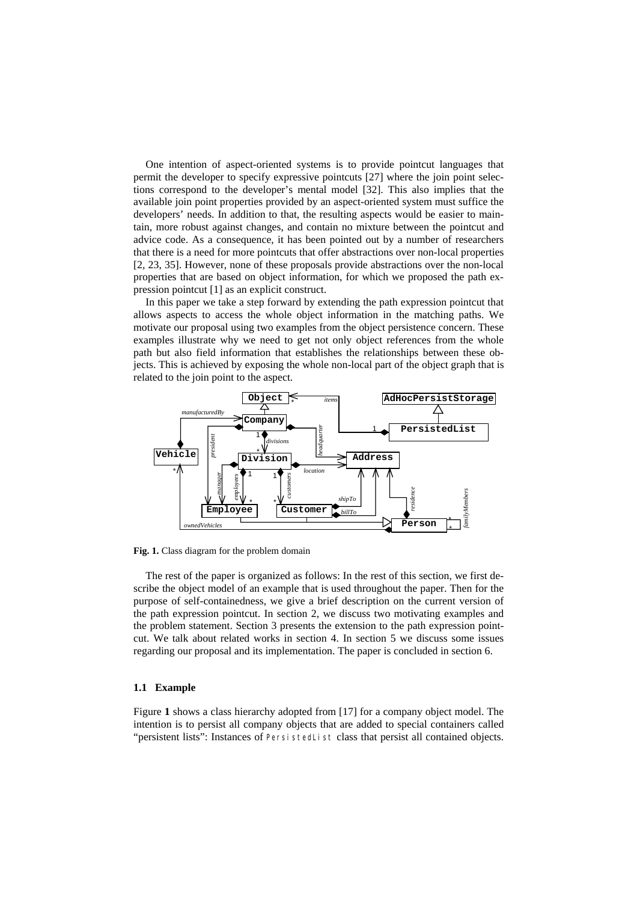One intention of aspect-oriented systems is to provide pointcut languages that permit the developer to specify expressive pointcuts [27] where the join point selections correspond to the developer's mental model [32]. This also implies that the available join point properties provided by an aspect-oriented system must suffice the developers' needs. In addition to that, the resulting aspects would be easier to maintain, more robust against changes, and contain no mixture between the pointcut and advice code. As a consequence, it has been pointed out by a number of researchers that there is a need for more pointcuts that offer abstractions over non-local properties [2, 23, 35]. However, none of these proposals provide abstractions over the non-local properties that are based on object information, for which we proposed the path expression pointcut [1] as an explicit construct.

In this paper we take a step forward by extending the path expression pointcut that allows aspects to access the whole object information in the matching paths. We motivate our proposal using two examples from the object persistence concern. These examples illustrate why we need to get not only object references from the whole path but also field information that establishes the relationships between these objects. This is achieved by exposing the whole non-local part of the object graph that is related to the join point to the aspect.

**Fig. 1.** Class diagram for the problem domain

The rest of the paper is organized as follows: In the rest of this section, we first describe the object model of an example that is used throughout the paper. Then for the purpose of self-containedness, we give a brief description on the current version of the path expression pointcut. In section 2, we discuss two motivating examples and the problem statement. Section 3 presents the extension to the path expression pointcut. We talk about related works in section 4. In section 5 we discuss some issues regarding our proposal and its implementation. The paper is concluded in section 6.

### 1.1 Example

Figure **1** shows a class hierarchy adopted from [17] for a company object model. The intention is to persist all company objects that are added to special containers called "persistent lists": Instances of `PersistedList` class that persist all contained objects.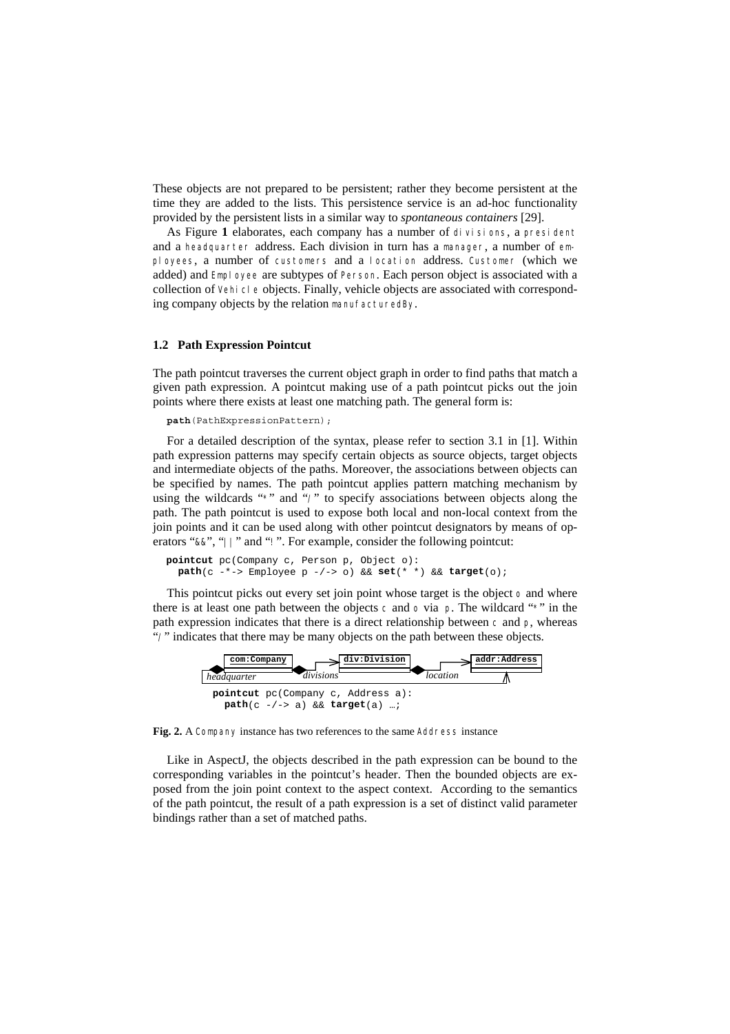These objects are not prepared to be persistent; rather they become persistent at the time they are added to the lists. This persistence service is an ad-hoc functionality provided by the persistent lists in a similar way to *spontaneous containers* [29].

As Figure **1** elaborates, each company has a number of `divisions`, a `president` and a `headquarter` address. Each division in turn has a `manager`, a number of `employees`, a number of `customers` and a `location` address. `Customer` (which we added) and `Employee` are subtypes of `Person`. Each person object is associated with a collection of `Vehicle` objects. Finally, vehicle objects are associated with corresponding company objects by the relation `manufacturedBy`.

### 1.2 Path Expression Pointcut

The path pointcut traverses the current object graph in order to find paths that match a given path expression. A pointcut making use of a path pointcut picks out the join points where there exists at least one matching path. The general form is:

```
path(PathExpressionPattern);
```

For a detailed description of the syntax, please refer to section 3.1 in [1]. Within path expression patterns may specify certain objects as source objects, target objects and intermediate objects of the paths. Moreover, the associations between objects can be specified by names. The path pointcut applies pattern matching mechanism by using the wildcards "`*`" and "`/`" to specify associations between objects along the path. The path pointcut is used to expose both local and non-local context from the join points and it can be used along with other pointcut designators by means of operators "`&&`", "`||`" and "`!`". For example, consider the following pointcut:

```
pointcut pc(Company c, Person p, Object o):
  path(c -*-> Employee p -/-> o) && set(* *) && target(o);
```

This pointcut picks out every set join point whose target is the object `o` and where there is at least one path between the objects `c` and `o` via `p`. The wildcard "`*`" in the path expression indicates that there is a direct relationship between `c` and `p`, whereas "`/`" indicates that there may be many objects on the path between these objects.

com:Company
div:Division
addr:Address
headquarter
divisions
location

```
pointcut pc(Company c, Address a):
  path(c -/-> a) && target(a) …;
```

**Fig. 2.** A `Company` instance has two references to the same `Address` instance

Like in AspectJ, the objects described in the path expression can be bound to the corresponding variables in the pointcut's header. Then the bounded objects are exposed from the join point context to the aspect context. According to the semantics of the path pointcut, the result of a path expression is a set of distinct valid parameter bindings rather than a set of matched paths.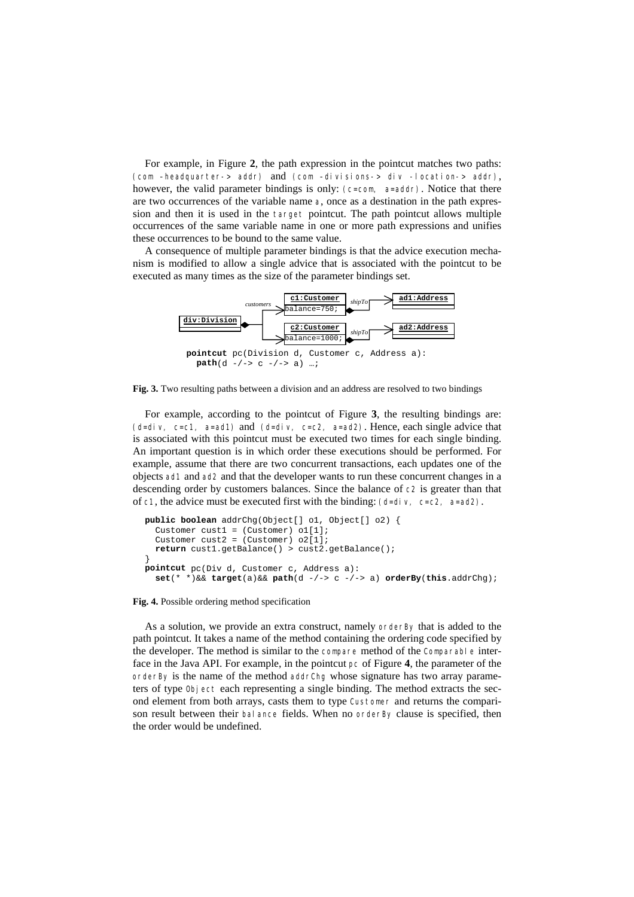For example, in Figure **2**, the path expression in the pointcut matches two paths: `(com -headquarter-> addr)` and `(com -divisions-> div -location-> addr)`, however, the valid parameter bindings is only: `(c=com, a=addr)`. Notice that there are two occurrences of the variable name `a`, once as a destination in the path expression and then it is used in the `target` pointcut. The path pointcut allows multiple occurrences of the same variable name in one or more path expressions and unifies these occurrences to be bound to the same value.

A consequence of multiple parameter bindings is that the advice execution mechanism is modified to allow a single advice that is associated with the pointcut to be executed as many times as the size of the parameter bindings set.

```
pointcut pc(Division d, Customer c, Address a):
  path(d -/-> c -/-> a) …;
```

**Fig. 3.** Two resulting paths between a division and an address are resolved to two bindings

For example, according to the pointcut of Figure **3**, the resulting bindings are: `(d=div, c=c1, a=ad1)` and `(d=div, c=c2, a=ad2)`. Hence, each single advice that is associated with this pointcut must be executed two times for each single binding. An important question is in which order these executions should be performed. For example, assume that there are two concurrent transactions, each updates one of the objects `ad1` and `ad2` and that the developer wants to run these concurrent changes in a descending order by customers balances. Since the balance of `c2` is greater than that of `c1`, the advice must be executed first with the binding: `(d=div, c=c2, a=ad2)`.

```
public boolean addrChg(Object[] o1, Object[] o2) {
  Customer cust1 = (Customer) o1[1];
  Customer cust2 = (Customer) o2[1];
  return cust1.getBalance() > cust2.getBalance();
}
pointcut pc(Div d, Customer c, Address a):
  set(* *)&& target(a)&& path(d -/-> c -/-> a) orderBy(this.addrChg);
```

**Fig. 4.** Possible ordering method specification

As a solution, we provide an extra construct, namely `orderBy` that is added to the path pointcut. It takes a name of the method containing the ordering code specified by the developer. The method is similar to the `compare` method of the `Comparable` interface in the Java API. For example, in the pointcut `pc` of Figure **4**, the parameter of the `orderBy` is the name of the method `addrChg` whose signature has two array parameters of type `Object` each representing a single binding. The method extracts the second element from both arrays, casts them to type `Customer` and returns the comparison result between their `balance` fields. When no `orderBy` clause is specified, then the order would be undefined.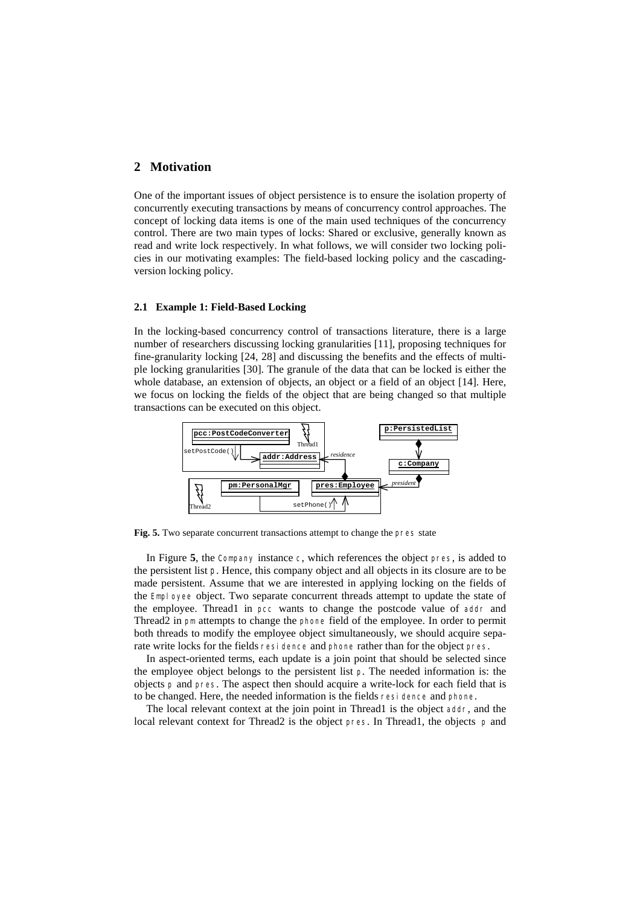## 2 Motivation

One of the important issues of object persistence is to ensure the isolation property of concurrently executing transactions by means of concurrency control approaches. The concept of locking data items is one of the main used techniques of the concurrency control. There are two main types of locks: Shared or exclusive, generally known as read and write lock respectively. In what follows, we will consider two locking policies in our motivating examples: The field-based locking policy and the cascading-version locking policy.

### 2.1 Example 1: Field-Based Locking

In the locking-based concurrency control of transactions literature, there is a large number of researchers discussing locking granularities [11], proposing techniques for fine-granularity locking [24, 28] and discussing the benefits and the effects of multiple locking granularities [30]. The granule of the data that can be locked is either the whole database, an extension of objects, an object or a field of an object [14]. Here, we focus on locking the fields of the object that are being changed so that multiple transactions can be executed on this object.

**Fig. 5.** Two separate concurrent transactions attempt to change the `pres` state

In Figure **5**, the `Company` instance `c`, which references the object `pres`, is added to the persistent list `p`. Hence, this company object and all objects in its closure are to be made persistent. Assume that we are interested in applying locking on the fields of the `Employee` object. Two separate concurrent threads attempt to update the state of the employee. Thread1 in `pcc` wants to change the postcode value of `addr` and Thread2 in `pm` attempts to change the `phone` field of the employee. In order to permit both threads to modify the employee object simultaneously, we should acquire separate write locks for the fields `residence` and `phone` rather than for the object `pres`.

In aspect-oriented terms, each update is a join point that should be selected since the employee object belongs to the persistent list `p`. The needed information is: the objects `p` and `pres`. The aspect then should acquire a write-lock for each field that is to be changed. Here, the needed information is the fields `residence` and `phone`.

The local relevant context at the join point in Thread1 is the object `addr`, and the local relevant context for Thread2 is the object `pres`. In Thread1, the objects `p` and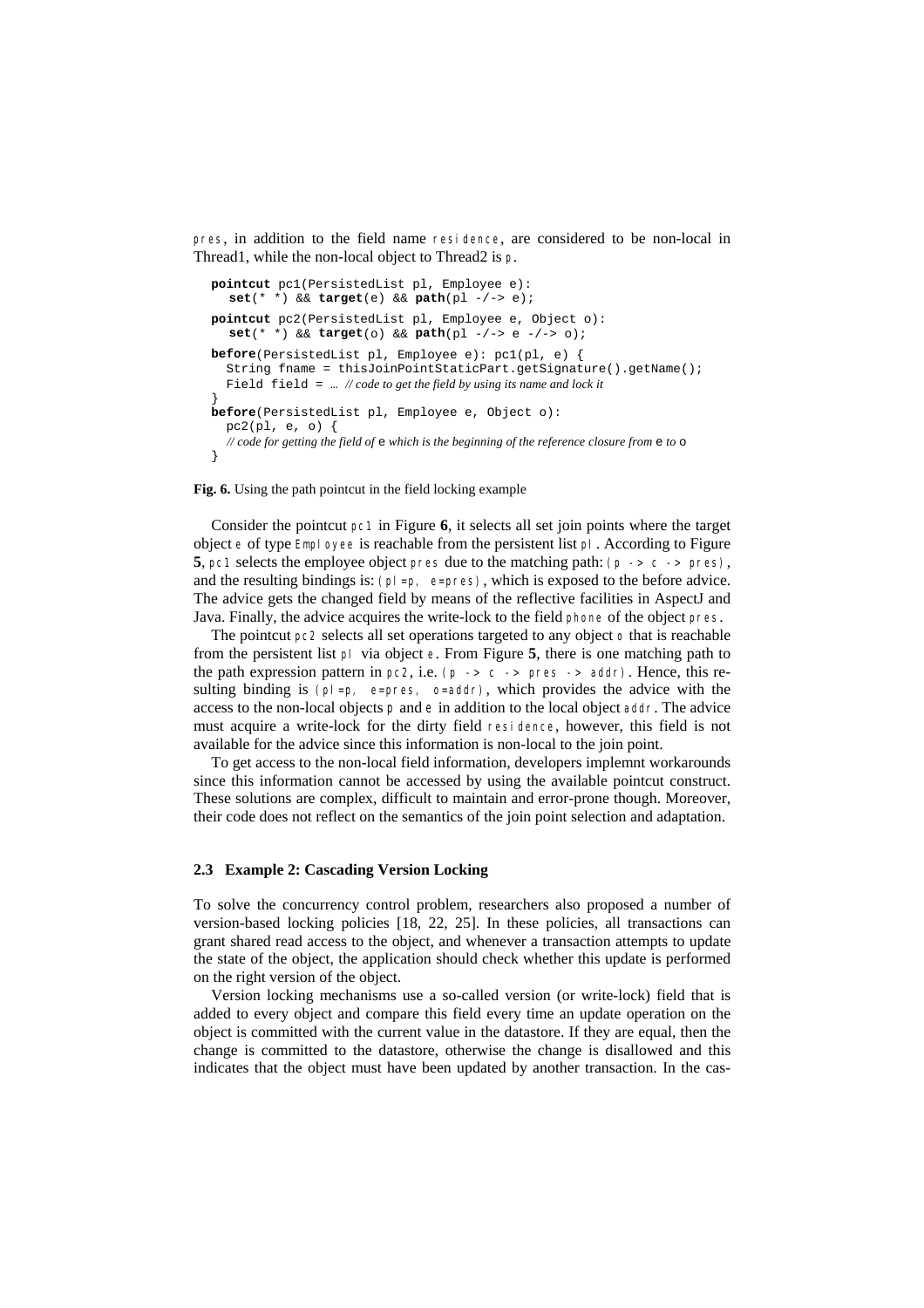pres, in addition to the field name residence, are considered to be non-local in Thread1, while the non-local object to Thread2 is p.

```
pointcut pc1(PersistedList pl, Employee e):
   set(* *) && target(e) && path(pl -/-> e);
pointcut pc2(PersistedList pl, Employee e, Object o):
   set(* *) && target(o) && path(pl -/-> e -/-> o);
before(PersistedList pl, Employee e): pc1(pl, e) {
  String fname = thisJoinPointStaticPart.getSignature().getName();
  Field field = … // code to get the field by using its name and lock it
}
before(PersistedList pl, Employee e, Object o):
  pc2(pl, e, o) {
  // code for getting the field of e which is the beginning of the reference closure from e to o
}
```

**Fig. 6.** Using the path pointcut in the field locking example

Consider the pointcut pc1 in Figure **6**, it selects all set join points where the target object e of type Employee is reachable from the persistent list pl. According to Figure **5**, pc1 selects the employee object pres due to the matching path: (p -> c -> pres), and the resulting bindings is: (pl=p, e=pres), which is exposed to the before advice. The advice gets the changed field by means of the reflective facilities in AspectJ and Java. Finally, the advice acquires the write-lock to the field phone of the object pres.

The pointcut pc2 selects all set operations targeted to any object o that is reachable from the persistent list pl via object e. From Figure **5**, there is one matching path to the path expression pattern in pc2, i.e. (p -> c -> pres -> addr). Hence, this resulting binding is (pl=p, e=pres, o=addr), which provides the advice with the access to the non-local objects p and e in addition to the local object addr. The advice must acquire a write-lock for the dirty field residence, however, this field is not available for the advice since this information is non-local to the join point.

To get access to the non-local field information, developers implemnt workarounds since this information cannot be accessed by using the available pointcut construct. These solutions are complex, difficult to maintain and error-prone though. Moreover, their code does not reflect on the semantics of the join point selection and adaptation.

### 2.3 Example 2: Cascading Version Locking

To solve the concurrency control problem, researchers also proposed a number of version-based locking policies [18, 22, 25]. In these policies, all transactions can grant shared read access to the object, and whenever a transaction attempts to update the state of the object, the application should check whether this update is performed on the right version of the object.

Version locking mechanisms use a so-called version (or write-lock) field that is added to every object and compare this field every time an update operation on the object is committed with the current value in the datastore. If they are equal, then the change is committed to the datastore, otherwise the change is disallowed and this indicates that the object must have been updated by another transaction. In the cas-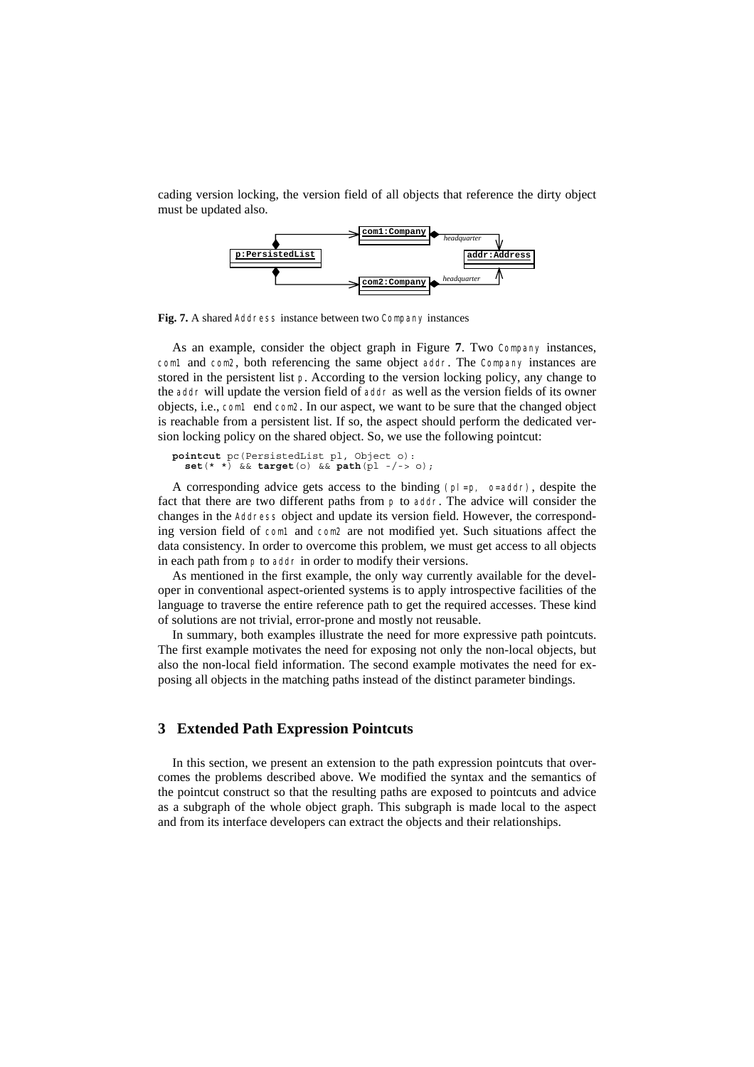cading version locking, the version field of all objects that reference the dirty object must be updated also.

**Fig. 7.** A shared `Address` instance between two `Company` instances

As an example, consider the object graph in Figure **7**. Two `Company` instances, `com1` and `com2`, both referencing the same object `addr`. The `Company` instances are stored in the persistent list `p`. According to the version locking policy, any change to the `addr` will update the version field of `addr` as well as the version fields of its owner objects, i.e., `com1` end `com2`. In our aspect, we want to be sure that the changed object is reachable from a persistent list. If so, the aspect should perform the dedicated version locking policy on the shared object. So, we use the following pointcut:

```
pointcut pc(PersistedList pl, Object o):
  set(* *) && target(o) && path(pl -/-> o);
```

A corresponding advice gets access to the binding `(pl=p, o=addr)`, despite the fact that there are two different paths from `p` to `addr`. The advice will consider the changes in the `Address` object and update its version field. However, the corresponding version field of `com1` and `com2` are not modified yet. Such situations affect the data consistency. In order to overcome this problem, we must get access to all objects in each path from `p` to `addr` in order to modify their versions.

As mentioned in the first example, the only way currently available for the developer in conventional aspect-oriented systems is to apply introspective facilities of the language to traverse the entire reference path to get the required accesses. These kind of solutions are not trivial, error-prone and mostly not reusable.

In summary, both examples illustrate the need for more expressive path pointcuts. The first example motivates the need for exposing not only the non-local objects, but also the non-local field information. The second example motivates the need for exposing all objects in the matching paths instead of the distinct parameter bindings.

## 3 Extended Path Expression Pointcuts

In this section, we present an extension to the path expression pointcuts that overcomes the problems described above. We modified the syntax and the semantics of the pointcut construct so that the resulting paths are exposed to pointcuts and advice as a subgraph of the whole object graph. This subgraph is made local to the aspect and from its interface developers can extract the objects and their relationships.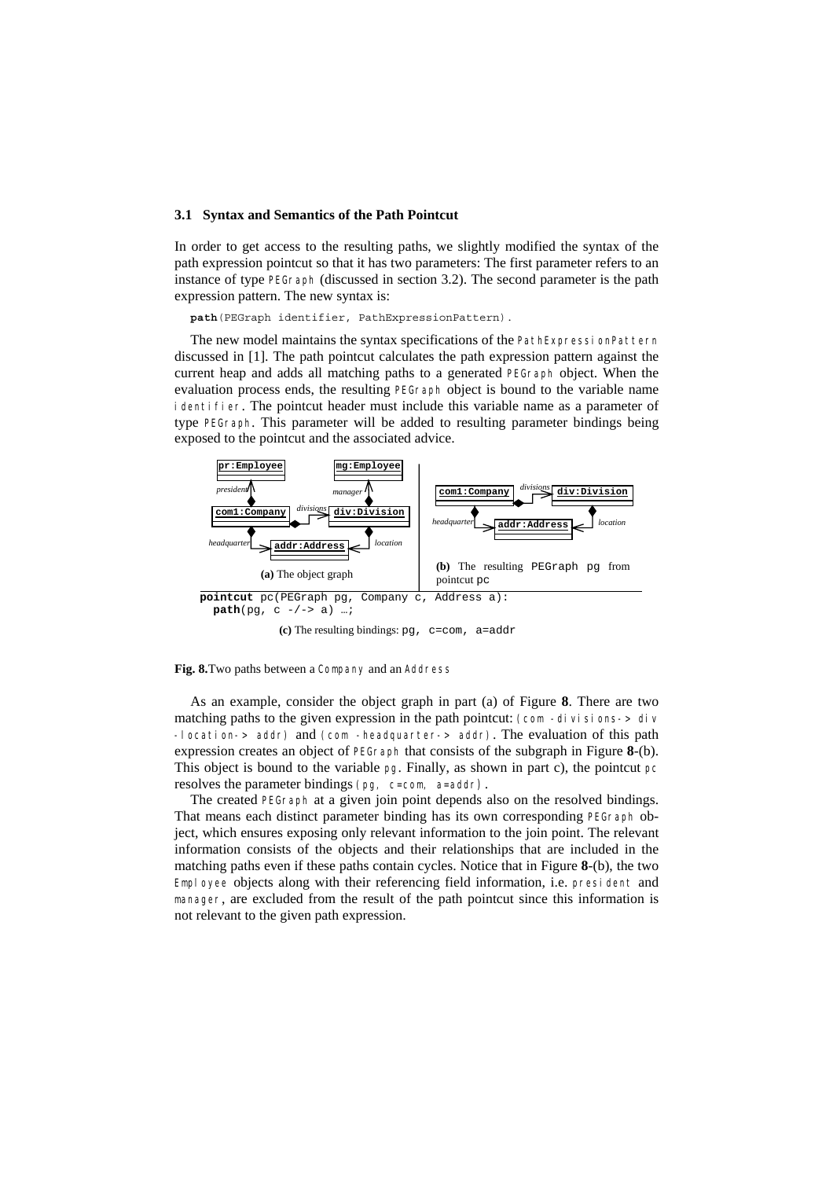### 3.1 Syntax and Semantics of the Path Pointcut

In order to get access to the resulting paths, we slightly modified the syntax of the path expression pointcut so that it has two parameters: The first parameter refers to an instance of type `PEGraph` (discussed in section 3.2). The second parameter is the path expression pattern. The new syntax is:

```
path(PEGraph identifier, PathExpressionPattern).
```

The new model maintains the syntax specifications of the `PathExpressionPattern` discussed in [1]. The path pointcut calculates the path expression pattern against the current heap and adds all matching paths to a generated `PEGraph` object. When the evaluation process ends, the resulting `PEGraph` object is bound to the variable name `identifier`. The pointcut header must include this variable name as a parameter of type `PEGraph`. This parameter will be added to resulting parameter bindings being exposed to the pointcut and the associated advice.

pr:Employee, mg:Employee, president, manager, com1:Company, divisions, div:Division, headquarter, addr:Address, location

**(a)** The object graph

com1:Company, divisions, div:Division, headquarter, addr:Address, location

**(b)** The resulting PEGraph pg from pointcut pc

```
pointcut pc(PEGraph pg, Company c, Address a):
  path(pg, c -/-> a) …;
```

**(c)** The resulting bindings: pg, c=com, a=addr

**Fig. 8.** Two paths between a `Company` and an `Address`

As an example, consider the object graph in part (a) of Figure **8**. There are two matching paths to the given expression in the path pointcut: `(com -divisions-> div -location-> addr)` and `(com -headquarter-> addr)`. The evaluation of this path expression creates an object of `PEGraph` that consists of the subgraph in Figure **8**-(b). This object is bound to the variable `pg`. Finally, as shown in part c), the pointcut `pc` resolves the parameter bindings `(pg, c=com, a=addr)`.

The created `PEGraph` at a given join point depends also on the resolved bindings. That means each distinct parameter binding has its own corresponding `PEGraph` object, which ensures exposing only relevant information to the join point. The relevant information consists of the objects and their relationships that are included in the matching paths even if these paths contain cycles. Notice that in Figure **8**-(b), the two `Employee` objects along with their referencing field information, i.e. `president` and `manager`, are excluded from the result of the path pointcut since this information is not relevant to the given path expression.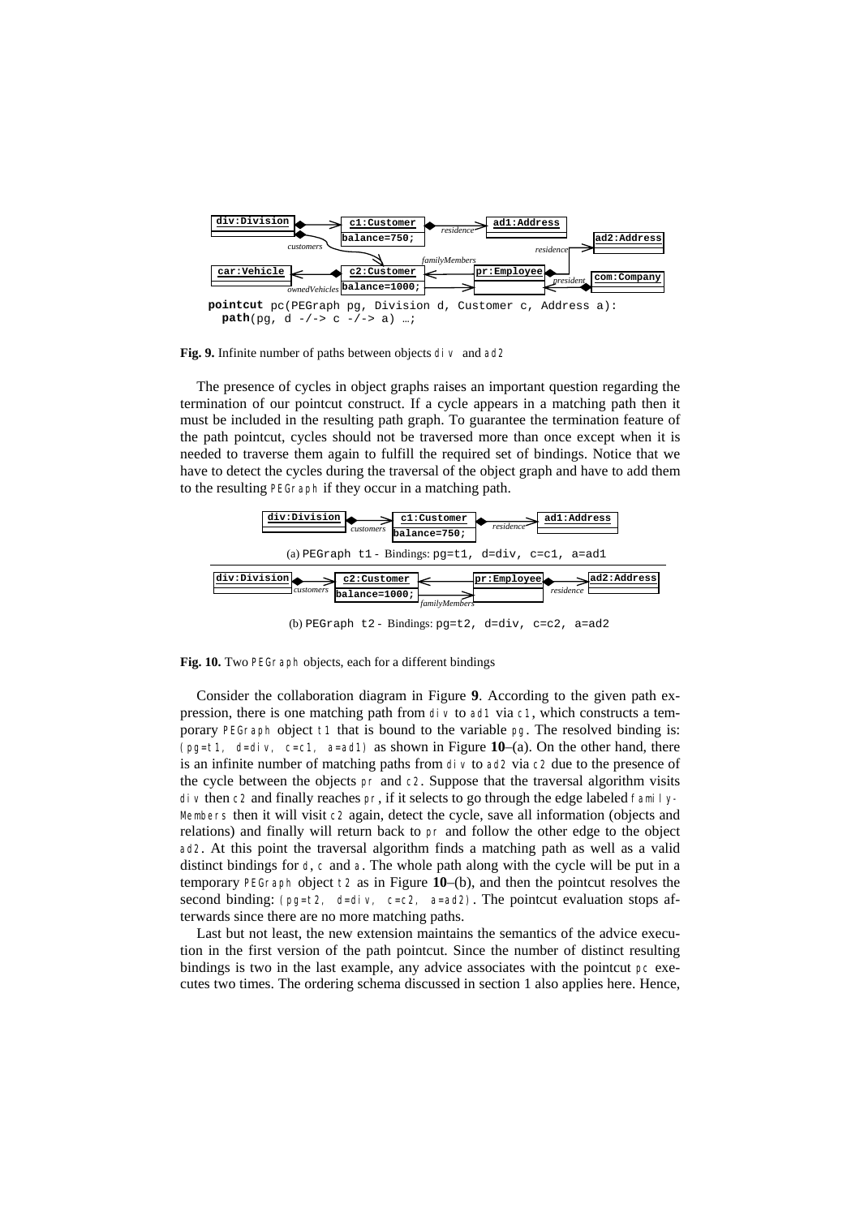```
pointcut pc(PEGraph pg, Division d, Customer c, Address a):
  path(pg, d -/-> c -/-> a) …;
```

**Fig. 9.** Infinite number of paths between objects `div` and `ad2`

The presence of cycles in object graphs raises an important question regarding the termination of our pointcut construct. If a cycle appears in a matching path then it must be included in the resulting path graph. To guarantee the termination feature of the path pointcut, cycles should not be traversed more than once except when it is needed to traverse them again to fulfill the required set of bindings. Notice that we have to detect the cycles during the traversal of the object graph and have to add them to the resulting `PEGraph` if they occur in a matching path.

(a) PEGraph t1 - Bindings: pg=t1, d=div, c=c1, a=ad1

(b) PEGraph t2 - Bindings: pg=t2, d=div, c=c2, a=ad2

**Fig. 10.** Two `PEGraph` objects, each for a different bindings

Consider the collaboration diagram in Figure **9**. According to the given path expression, there is one matching path from `div` to `ad1` via `c1`, which constructs a temporary `PEGraph` object `t1` that is bound to the variable `pg`. The resolved binding is: `(pg=t1, d=div, c=c1, a=ad1)` as shown in Figure **10**–(a). On the other hand, there is an infinite number of matching paths from `div` to `ad2` via `c2` due to the presence of the cycle between the objects `pr` and `c2`. Suppose that the traversal algorithm visits `div` then `c2` and finally reaches `pr`, if it selects to go through the edge labeled `familyMembers` then it will visit `c2` again, detect the cycle, save all information (objects and relations) and finally will return back to `pr` and follow the other edge to the object `ad2`. At this point the traversal algorithm finds a matching path as well as a valid distinct bindings for `d`, `c` and `a`. The whole path along with the cycle will be put in a temporary `PEGraph` object `t2` as in Figure **10**–(b), and then the pointcut resolves the second binding: `(pg=t2, d=div, c=c2, a=ad2)`. The pointcut evaluation stops afterwards since there are no more matching paths.

Last but not least, the new extension maintains the semantics of the advice execution in the first version of the path pointcut. Since the number of distinct resulting bindings is two in the last example, any advice associates with the pointcut `pc` executes two times. The ordering schema discussed in section 1 also applies here. Hence,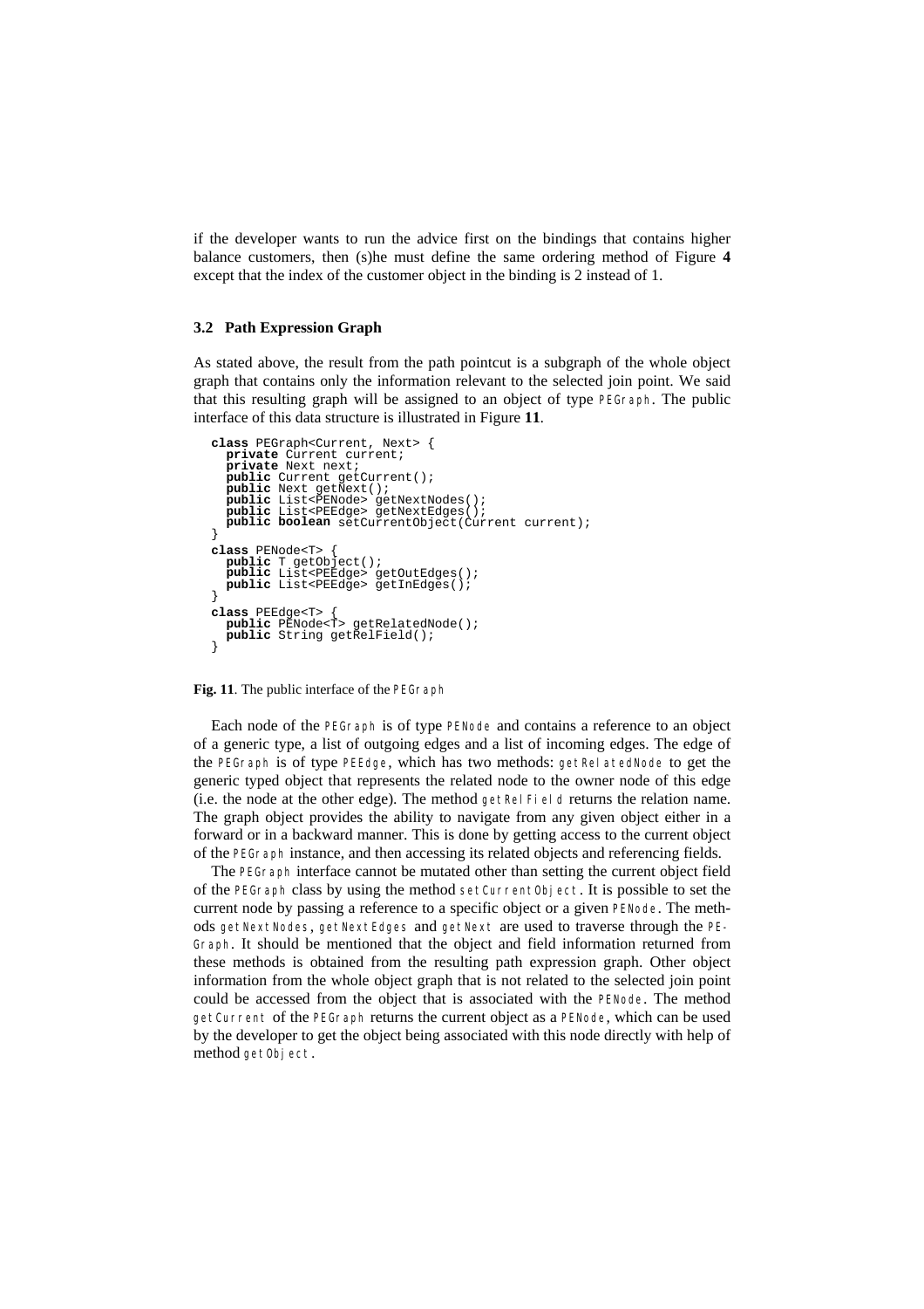if the developer wants to run the advice first on the bindings that contains higher balance customers, then (s)he must define the same ordering method of Figure **4** except that the index of the customer object in the binding is 2 instead of 1.

### 3.2 Path Expression Graph

As stated above, the result from the path pointcut is a subgraph of the whole object graph that contains only the information relevant to the selected join point. We said that this resulting graph will be assigned to an object of type PEGraph. The public interface of this data structure is illustrated in Figure **11**.

```
class PEGraph<Current, Next> {
  private Current current;
  private Next next;
  public Current getCurrent();
  public Next getNext();
  public List<PENode> getNextNodes();
  public List<PEEdge> getNextEdges();
  public boolean setCurrentObject(Current current);
}
class PENode<T> {
  public T getObject();
  public List<PEEdge> getOutEdges();
  public List<PEEdge> getInEdges();
}
class PEEdge<T> {
  public PENode<T> getRelatedNode();
  public String getRelField();
}
```

**Fig. 11**. The public interface of the PEGraph

Each node of the PEGraph is of type PENode and contains a reference to an object of a generic type, a list of outgoing edges and a list of incoming edges. The edge of the PEGraph is of type PEEdge, which has two methods: getRelatedNode to get the generic typed object that represents the related node to the owner node of this edge (i.e. the node at the other edge). The method getRelField returns the relation name. The graph object provides the ability to navigate from any given object either in a forward or in a backward manner. This is done by getting access to the current object of the PEGraph instance, and then accessing its related objects and referencing fields.

The PEGraph interface cannot be mutated other than setting the current object field of the PEGraph class by using the method setCurrentObject. It is possible to set the current node by passing a reference to a specific object or a given PENode. The methods getNextNodes, getNextEdges and getNext are used to traverse through the PEGraph. It should be mentioned that the object and field information returned from these methods is obtained from the resulting path expression graph. Other object information from the whole object graph that is not related to the selected join point could be accessed from the object that is associated with the PENode. The method getCurrent of the PEGraph returns the current object as a PENode, which can be used by the developer to get the object being associated with this node directly with help of method getObject.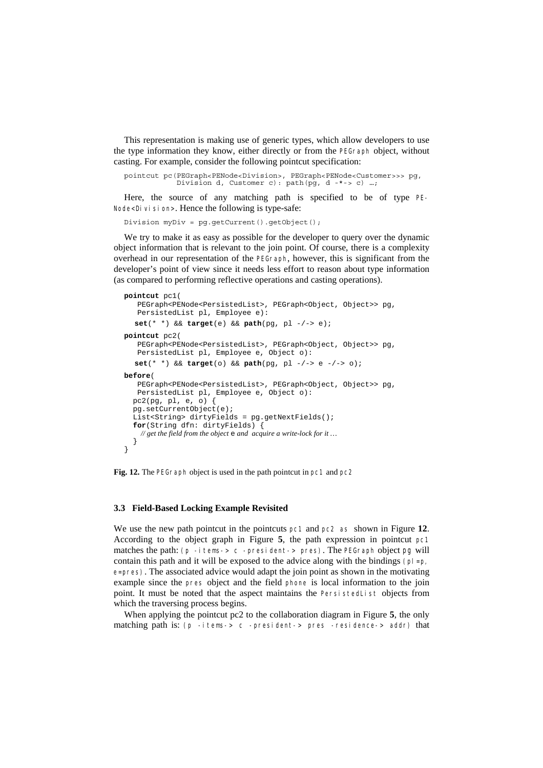This representation is making use of generic types, which allow developers to use the type information they know, either directly or from the `PEGraph` object, without casting. For example, consider the following pointcut specification:

```
pointcut pc(PEGraph<PENode<Division>, PEGraph<PENode<Customer>>> pg,
            Division d, Customer c): path(pg, d -*-> c) …;
```

Here, the source of any matching path is specified to be of type `PENode<Division>`. Hence the following is type-safe:

```
Division myDiv = pg.getCurrent().getObject();
```

We try to make it as easy as possible for the developer to query over the dynamic object information that is relevant to the join point. Of course, there is a complexity overhead in our representation of the `PEGraph`, however, this is significant from the developer's point of view since it needs less effort to reason about type information (as compared to performing reflective operations and casting operations).

```
pointcut pc1(
   PEGraph<PENode<PersistedList>, PEGraph<Object, Object>> pg,
   PersistedList pl, Employee e):
  set(* *) && target(e) && path(pg, pl -/-> e);
pointcut pc2(
   PEGraph<PENode<PersistedList>, PEGraph<Object, Object>> pg,
   PersistedList pl, Employee e, Object o):
  set(* *) && target(o) && path(pg, pl -/-> e -/-> o);
before(
   PEGraph<PENode<PersistedList>, PEGraph<Object, Object>> pg,
   PersistedList pl, Employee e, Object o):
  pc2(pg, pl, e, o) {
  pg.setCurrentObject(e);
  List<String> dirtyFields = pg.getNextFields();
  for(String dfn: dirtyFields) {
    // get the field from the object e and  acquire a write-lock for it …
  }
}
```

**Fig. 12.** The `PEGraph` object is used in the path pointcut in `pc1` and `pc2`

### 3.3 Field-Based Locking Example Revisited

We use the new path pointcut in the pointcuts `pc1` and `pc2` as shown in Figure **12**. According to the object graph in Figure **5**, the path expression in pointcut `pc1` matches the path: `(p -items-> c -president-> pres)`. The `PEGraph` object `pg` will contain this path and it will be exposed to the advice along with the bindings `(pl=p, e=pres)`. The associated advice would adapt the join point as shown in the motivating example since the `pres` object and the field `phone` is local information to the join point. It must be noted that the aspect maintains the `PersistedList` objects from which the traversing process begins.

When applying the pointcut pc2 to the collaboration diagram in Figure **5**, the only matching path is: `(p -items-> c -president-> pres -residence-> addr)` that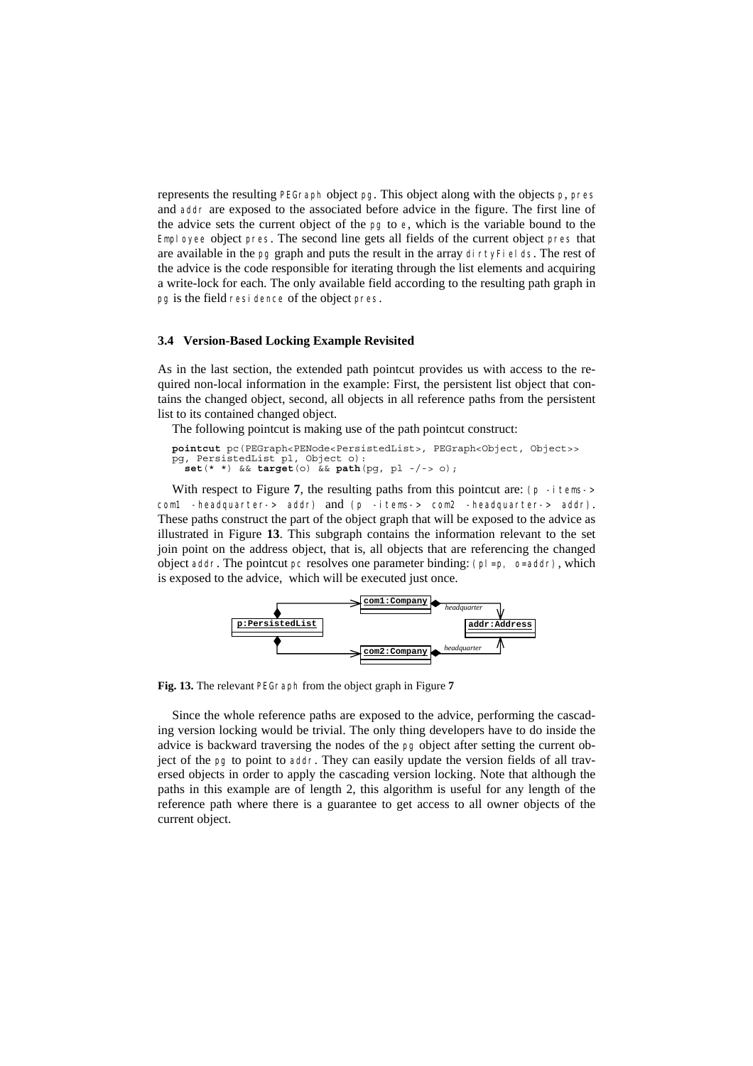represents the resulting `PEGraph` object `pg`. This object along with the objects `p`, `pres` and `addr` are exposed to the associated before advice in the figure. The first line of the advice sets the current object of the `pg` to `e`, which is the variable bound to the `Employee` object `pres`. The second line gets all fields of the current object `pres` that are available in the `pg` graph and puts the result in the array `dirtyFields`. The rest of the advice is the code responsible for iterating through the list elements and acquiring a write-lock for each. The only available field according to the resulting path graph in `pg` is the field `residence` of the object `pres`.

### 3.4 Version-Based Locking Example Revisited

As in the last section, the extended path pointcut provides us with access to the required non-local information in the example: First, the persistent list object that contains the changed object, second, all objects in all reference paths from the persistent list to its contained changed object.

The following pointcut is making use of the path pointcut construct:

```
pointcut pc(PEGraph<PENode<PersistedList>, PEGraph<Object, Object>>
pg, PersistedList pl, Object o):
  set(* *) && target(o) && path(pg, pl -/-> o);
```

With respect to Figure **7**, the resulting paths from this pointcut are: `(p -items-> com1 -headquarter-> addr)` and `(p -items-> com2 -headquarter-> addr)`. These paths construct the part of the object graph that will be exposed to the advice as illustrated in Figure **13**. This subgraph contains the information relevant to the set join point on the address object, that is, all objects that are referencing the changed object `addr`. The pointcut `pc` resolves one parameter binding: `(pl=p, o=addr)`, which is exposed to the advice, which will be executed just once.

**Fig. 13.** The relevant `PEGraph` from the object graph in Figure **7**

Since the whole reference paths are exposed to the advice, performing the cascading version locking would be trivial. The only thing developers have to do inside the advice is backward traversing the nodes of the `pg` object after setting the current object of the `pg` to point to `addr`. They can easily update the version fields of all traversed objects in order to apply the cascading version locking. Note that although the paths in this example are of length 2, this algorithm is useful for any length of the reference path where there is a guarantee to get access to all owner objects of the current object.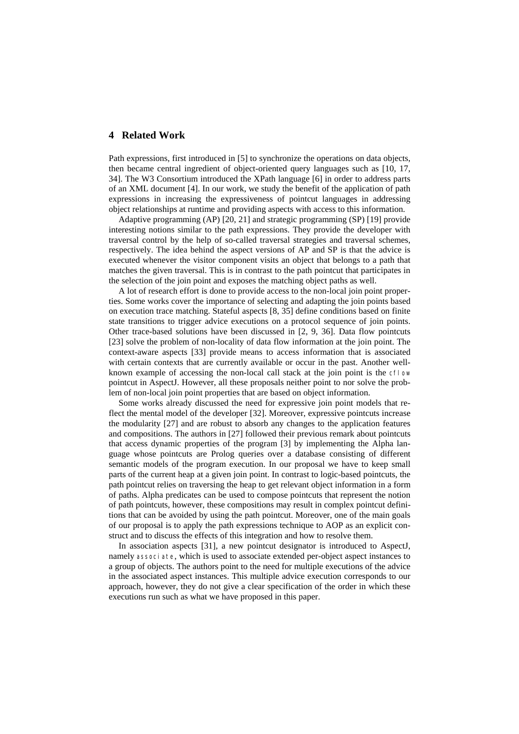## 4 Related Work

Path expressions, first introduced in [5] to synchronize the operations on data objects, then became central ingredient of object-oriented query languages such as [10, 17, 34]. The W3 Consortium introduced the XPath language [6] in order to address parts of an XML document [4]. In our work, we study the benefit of the application of path expressions in increasing the expressiveness of pointcut languages in addressing object relationships at runtime and providing aspects with access to this information.

Adaptive programming (AP) [20, 21] and strategic programming (SP) [19] provide interesting notions similar to the path expressions. They provide the developer with traversal control by the help of so-called traversal strategies and traversal schemes, respectively. The idea behind the aspect versions of AP and SP is that the advice is executed whenever the visitor component visits an object that belongs to a path that matches the given traversal. This is in contrast to the path pointcut that participates in the selection of the join point and exposes the matching object paths as well.

A lot of research effort is done to provide access to the non-local join point properties. Some works cover the importance of selecting and adapting the join points based on execution trace matching. Stateful aspects [8, 35] define conditions based on finite state transitions to trigger advice executions on a protocol sequence of join points. Other trace-based solutions have been discussed in [2, 9, 36]. Data flow pointcuts [23] solve the problem of non-locality of data flow information at the join point. The context-aware aspects [33] provide means to access information that is associated with certain contexts that are currently available or occur in the past. Another well-known example of accessing the non-local call stack at the join point is the `cflow` pointcut in AspectJ. However, all these proposals neither point to nor solve the problem of non-local join point properties that are based on object information.

Some works already discussed the need for expressive join point models that reflect the mental model of the developer [32]. Moreover, expressive pointcuts increase the modularity [27] and are robust to absorb any changes to the application features and compositions. The authors in [27] followed their previous remark about pointcuts that access dynamic properties of the program [3] by implementing the Alpha language whose pointcuts are Prolog queries over a database consisting of different semantic models of the program execution. In our proposal we have to keep small parts of the current heap at a given join point. In contrast to logic-based pointcuts, the path pointcut relies on traversing the heap to get relevant object information in a form of paths. Alpha predicates can be used to compose pointcuts that represent the notion of path pointcuts, however, these compositions may result in complex pointcut definitions that can be avoided by using the path pointcut. Moreover, one of the main goals of our proposal is to apply the path expressions technique to AOP as an explicit construct and to discuss the effects of this integration and how to resolve them.

In association aspects [31], a new pointcut designator is introduced to AspectJ, namely `associate`, which is used to associate extended per-object aspect instances to a group of objects. The authors point to the need for multiple executions of the advice in the associated aspect instances. This multiple advice execution corresponds to our approach, however, they do not give a clear specification of the order in which these executions run such as what we have proposed in this paper.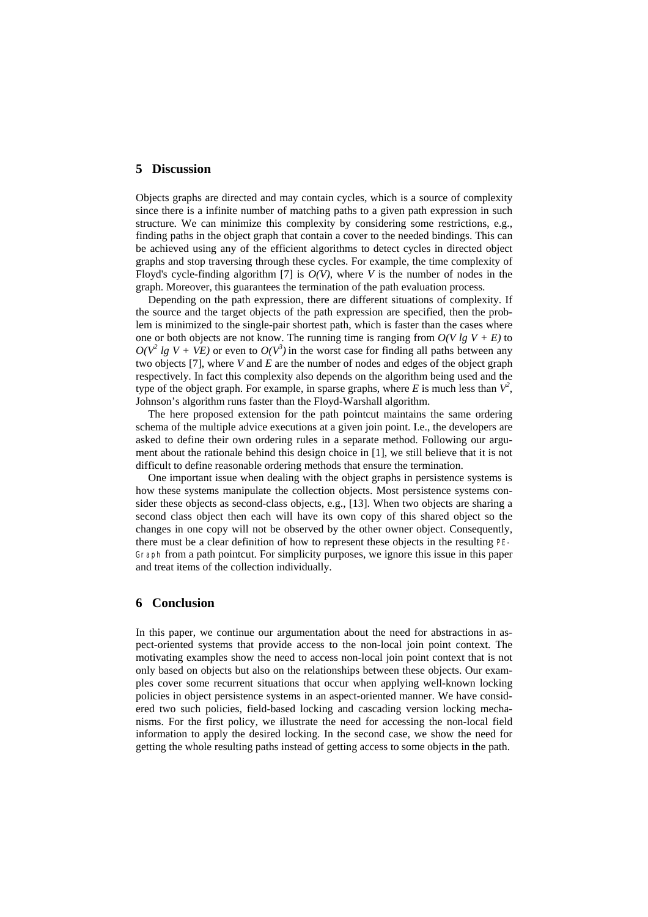## 5 Discussion

Objects graphs are directed and may contain cycles, which is a source of complexity since there is a infinite number of matching paths to a given path expression in such structure. We can minimize this complexity by considering some restrictions, e.g., finding paths in the object graph that contain a cover to the needed bindings. This can be achieved using any of the efficient algorithms to detect cycles in directed object graphs and stop traversing through these cycles. For example, the time complexity of Floyd's cycle-finding algorithm [7] is $O(V)$, where $V$ is the number of nodes in the graph. Moreover, this guarantees the termination of the path evaluation process.

Depending on the path expression, there are different situations of complexity. If the source and the target objects of the path expression are specified, then the problem is minimized to the single-pair shortest path, which is faster than the cases where one or both objects are not know. The running time is ranging from $O(V \lg V + E)$ to $O(V^2 \lg V + VE)$ or even to $O(V^3)$ in the worst case for finding all paths between any two objects [7], where $V$ and $E$ are the number of nodes and edges of the object graph respectively. In fact this complexity also depends on the algorithm being used and the type of the object graph. For example, in sparse graphs, where $E$ is much less than $V^2$, Johnson's algorithm runs faster than the Floyd-Warshall algorithm.

The here proposed extension for the path pointcut maintains the same ordering schema of the multiple advice executions at a given join point. I.e., the developers are asked to define their own ordering rules in a separate method. Following our argument about the rationale behind this design choice in [1], we still believe that it is not difficult to define reasonable ordering methods that ensure the termination.

One important issue when dealing with the object graphs in persistence systems is how these systems manipulate the collection objects. Most persistence systems consider these objects as second-class objects, e.g., [13]. When two objects are sharing a second class object then each will have its own copy of this shared object so the changes in one copy will not be observed by the other owner object. Consequently, there must be a clear definition of how to represent these objects in the resulting `PE-Graph` from a path pointcut. For simplicity purposes, we ignore this issue in this paper and treat items of the collection individually.

## 6 Conclusion

In this paper, we continue our argumentation about the need for abstractions in aspect-oriented systems that provide access to the non-local join point context. The motivating examples show the need to access non-local join point context that is not only based on objects but also on the relationships between these objects. Our examples cover some recurrent situations that occur when applying well-known locking policies in object persistence systems in an aspect-oriented manner. We have considered two such policies, field-based locking and cascading version locking mechanisms. For the first policy, we illustrate the need for accessing the non-local field information to apply the desired locking. In the second case, we show the need for getting the whole resulting paths instead of getting access to some objects in the path.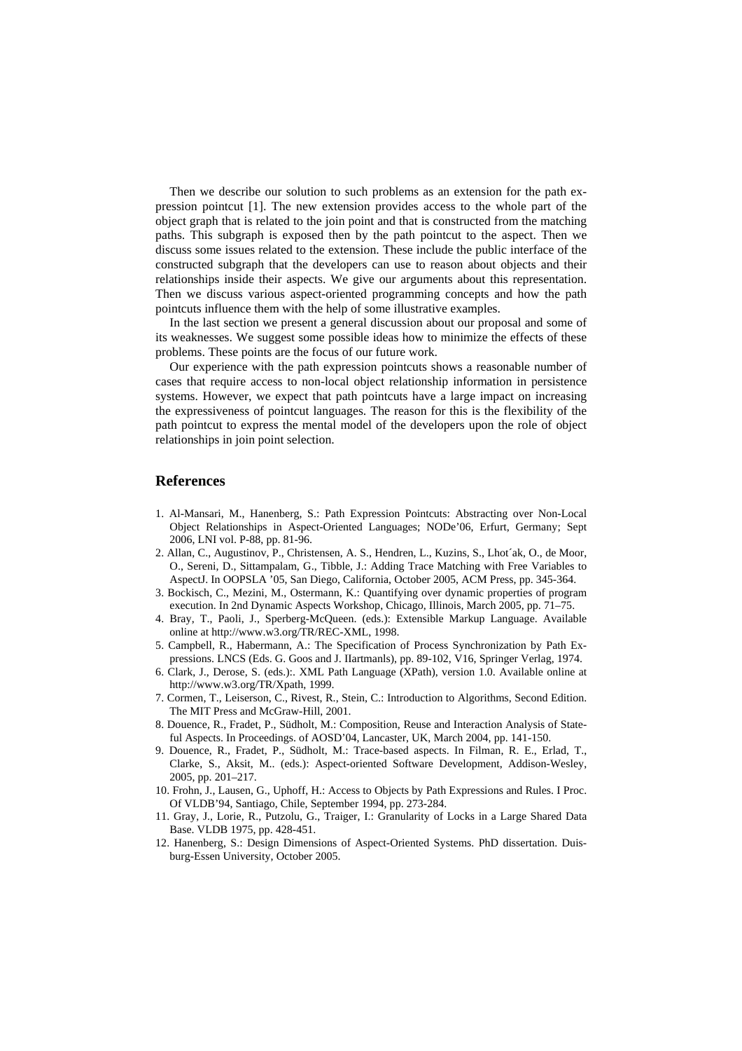Then we describe our solution to such problems as an extension for the path expression pointcut [1]. The new extension provides access to the whole part of the object graph that is related to the join point and that is constructed from the matching paths. This subgraph is exposed then by the path pointcut to the aspect. Then we discuss some issues related to the extension. These include the public interface of the constructed subgraph that the developers can use to reason about objects and their relationships inside their aspects. We give our arguments about this representation. Then we discuss various aspect-oriented programming concepts and how the path pointcuts influence them with the help of some illustrative examples.

In the last section we present a general discussion about our proposal and some of its weaknesses. We suggest some possible ideas how to minimize the effects of these problems. These points are the focus of our future work.

Our experience with the path expression pointcuts shows a reasonable number of cases that require access to non-local object relationship information in persistence systems. However, we expect that path pointcuts have a large impact on increasing the expressiveness of pointcut languages. The reason for this is the flexibility of the path pointcut to express the mental model of the developers upon the role of object relationships in join point selection.

## References

1. Al-Mansari, M., Hanenberg, S.: Path Expression Pointcuts: Abstracting over Non-Local Object Relationships in Aspect-Oriented Languages; NODe'06, Erfurt, Germany; Sept 2006, LNI vol. P-88, pp. 81-96.
2. Allan, C., Augustinov, P., Christensen, A. S., Hendren, L., Kuzins, S., Lhot´ak, O., de Moor, O., Sereni, D., Sittampalam, G., Tibble, J.: Adding Trace Matching with Free Variables to AspectJ. In OOPSLA '05, San Diego, California, October 2005, ACM Press, pp. 345-364.
3. Bockisch, C., Mezini, M., Ostermann, K.: Quantifying over dynamic properties of program execution. In 2nd Dynamic Aspects Workshop, Chicago, Illinois, March 2005, pp. 71–75.
4. Bray, T., Paoli, J., Sperberg-McQueen. (eds.): Extensible Markup Language. Available online at http://www.w3.org/TR/REC-XML, 1998.
5. Campbell, R., Habermann, A.: The Specification of Process Synchronization by Path Expressions. LNCS (Eds. G. Goos and J. IIartmanls), pp. 89-102, V16, Springer Verlag, 1974.
6. Clark, J., Derose, S. (eds.):. XML Path Language (XPath), version 1.0. Available online at http://www.w3.org/TR/Xpath, 1999.
7. Cormen, T., Leiserson, C., Rivest, R., Stein, C.: Introduction to Algorithms, Second Edition. The MIT Press and McGraw-Hill, 2001.
8. Douence, R., Fradet, P., Südholt, M.: Composition, Reuse and Interaction Analysis of Stateful Aspects. In Proceedings. of AOSD'04, Lancaster, UK, March 2004, pp. 141-150.
9. Douence, R., Fradet, P., Südholt, M.: Trace-based aspects. In Filman, R. E., Erlad, T., Clarke, S., Aksit, M.. (eds.): Aspect-oriented Software Development, Addison-Wesley, 2005, pp. 201–217.
10. Frohn, J., Lausen, G., Uphoff, H.: Access to Objects by Path Expressions and Rules. I Proc. Of VLDB'94, Santiago, Chile, September 1994, pp. 273-284.
11. Gray, J., Lorie, R., Putzolu, G., Traiger, I.: Granularity of Locks in a Large Shared Data Base. VLDB 1975, pp. 428-451.
12. Hanenberg, S.: Design Dimensions of Aspect-Oriented Systems. PhD dissertation. Duisburg-Essen University, October 2005.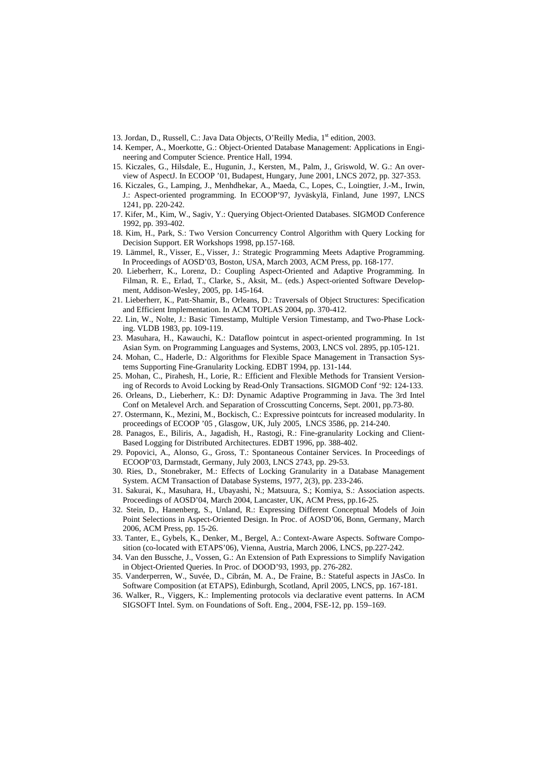13. Jordan, D., Russell, C.: Java Data Objects, O'Reilly Media, 1st edition, 2003.
14. Kemper, A., Moerkotte, G.: Object-Oriented Database Management: Applications in Engineering and Computer Science. Prentice Hall, 1994.
15. Kiczales, G., Hilsdale, E., Hugunin, J., Kersten, M., Palm, J., Griswold, W. G.: An overview of AspectJ. In ECOOP '01, Budapest, Hungary, June 2001, LNCS 2072, pp. 327-353.
16. Kiczales, G., Lamping, J., Menhdhekar, A., Maeda, C., Lopes, C., Loingtier, J.-M., Irwin, J.: Aspect-oriented programming. In ECOOP'97, Jyväskylä, Finland, June 1997, LNCS 1241, pp. 220-242.
17. Kifer, M., Kim, W., Sagiv, Y.: Querying Object-Oriented Databases. SIGMOD Conference 1992, pp. 393-402.
18. Kim, H., Park, S.: Two Version Concurrency Control Algorithm with Query Locking for Decision Support. ER Workshops 1998, pp.157-168.
19. Lämmel, R., Visser, E., Visser, J.: Strategic Programming Meets Adaptive Programming. In Proceedings of AOSD'03, Boston, USA, March 2003, ACM Press, pp. 168-177.
20. Lieberherr, K., Lorenz, D.: Coupling Aspect-Oriented and Adaptive Programming. In Filman, R. E., Erlad, T., Clarke, S., Aksit, M.. (eds.) Aspect-oriented Software Development, Addison-Wesley, 2005, pp. 145-164.
21. Lieberherr, K., Patt-Shamir, B., Orleans, D.: Traversals of Object Structures: Specification and Efficient Implementation. In ACM TOPLAS 2004, pp. 370-412.
22. Lin, W., Nolte, J.: Basic Timestamp, Multiple Version Timestamp, and Two-Phase Locking. VLDB 1983, pp. 109-119.
23. Masuhara, H., Kawauchi, K.: Dataflow pointcut in aspect-oriented programming. In 1st Asian Sym. on Programming Languages and Systems, 2003, LNCS vol. 2895, pp.105-121.
24. Mohan, C., Haderle, D.: Algorithms for Flexible Space Management in Transaction Systems Supporting Fine-Granularity Locking. EDBT 1994, pp. 131-144.
25. Mohan, C., Pirahesh, H., Lorie, R.: Efficient and Flexible Methods for Transient Versioning of Records to Avoid Locking by Read-Only Transactions. SIGMOD Conf '92: 124-133.
26. Orleans, D., Lieberherr, K.: DJ: Dynamic Adaptive Programming in Java. The 3rd Intel Conf on Metalevel Arch. and Separation of Crosscutting Concerns, Sept. 2001, pp.73-80.
27. Ostermann, K., Mezini, M., Bockisch, C.: Expressive pointcuts for increased modularity. In proceedings of ECOOP '05 , Glasgow, UK, July 2005, LNCS 3586, pp. 214-240.
28. Panagos, E., Biliris, A., Jagadish, H., Rastogi, R.: Fine-granularity Locking and Client-Based Logging for Distributed Architectures. EDBT 1996, pp. 388-402.
29. Popovici, A., Alonso, G., Gross, T.: Spontaneous Container Services. In Proceedings of ECOOP'03, Darmstadt, Germany, July 2003, LNCS 2743, pp. 29-53.
30. Ries, D., Stonebraker, M.: Effects of Locking Granularity in a Database Management System. ACM Transaction of Database Systems, 1977, 2(3), pp. 233-246.
31. Sakurai, K., Masuhara, H., Ubayashi, N.; Matsuura, S.; Komiya, S.: Association aspects. Proceedings of AOSD'04, March 2004, Lancaster, UK, ACM Press, pp.16-25.
32. Stein, D., Hanenberg, S., Unland, R.: Expressing Different Conceptual Models of Join Point Selections in Aspect-Oriented Design. In Proc. of AOSD'06, Bonn, Germany, March 2006, ACM Press, pp. 15-26.
33. Tanter, E., Gybels, K., Denker, M., Bergel, A.: Context-Aware Aspects. Software Composition (co-located with ETAPS'06), Vienna, Austria, March 2006, LNCS, pp.227-242.
34. Van den Bussche, J., Vossen, G.: An Extension of Path Expressions to Simplify Navigation in Object-Oriented Queries. In Proc. of DOOD'93, 1993, pp. 276-282.
35. Vanderperren, W., Suvée, D., Cibrán, M. A., De Fraine, B.: Stateful aspects in JAsCo. In Software Composition (at ETAPS), Edinburgh, Scotland, April 2005, LNCS, pp. 167-181.
36. Walker, R., Viggers, K.: Implementing protocols via declarative event patterns. In ACM SIGSOFT Intel. Sym. on Foundations of Soft. Eng., 2004, FSE-12, pp. 159–169.